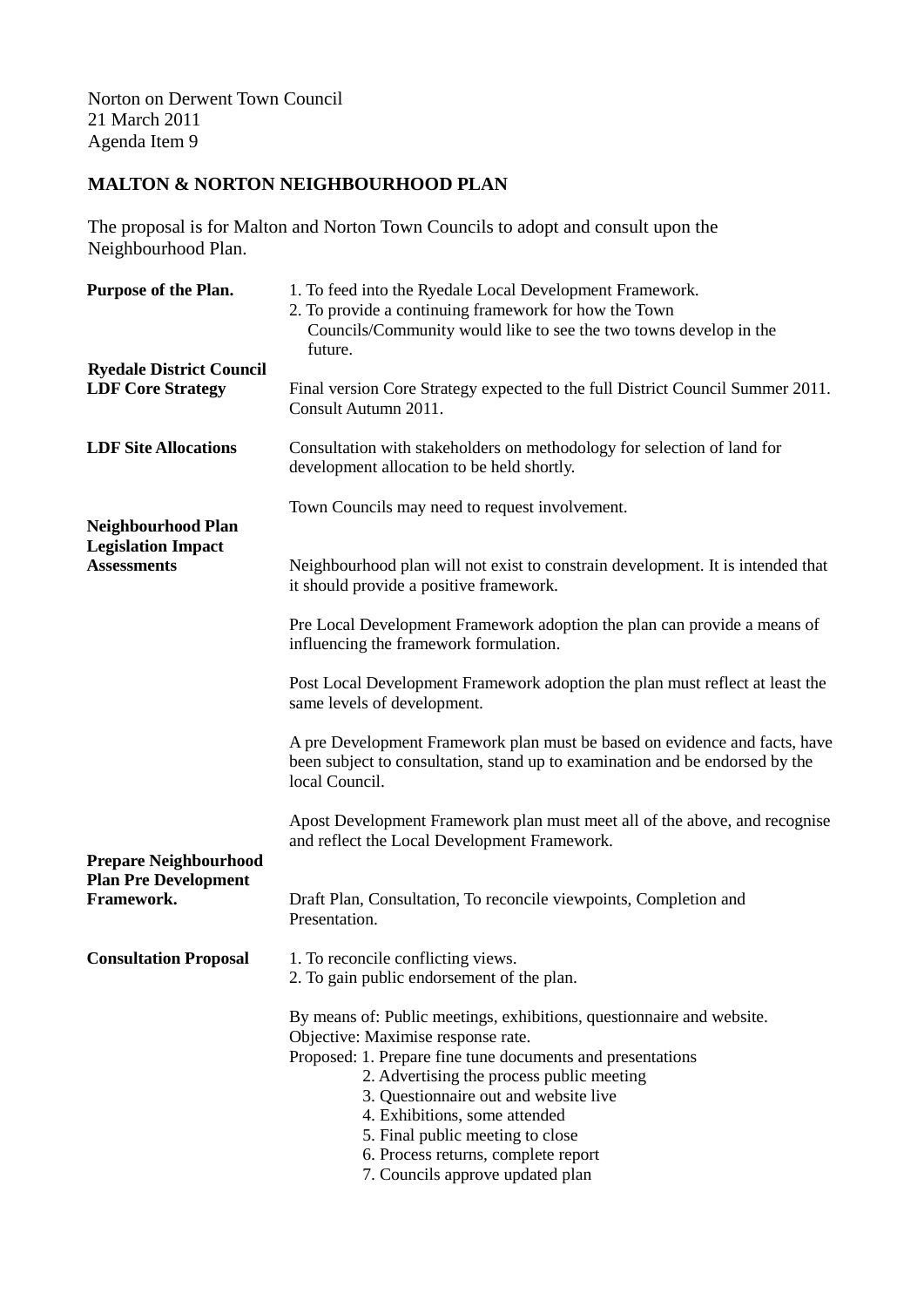Norton on Derwent Town Council
21 March 2011
Agenda Item 9

## MALTON & NORTON NEIGHBOURHOOD PLAN

The proposal is for Malton and Norton Town Councils to adopt and consult upon the Neighbourhood Plan.

**Purpose of the Plan.**

1. To feed into the Ryedale Local Development Framework.
2. To provide a continuing framework for how the Town Councils/Community would like to see the two towns develop in the future.

**Ryedale District Council**

**LDF Core Strategy**

Final version Core Strategy expected to the full District Council Summer 2011. Consult Autumn 2011.

**LDF Site Allocations**

Consultation with stakeholders on methodology for selection of land for development allocation to be held shortly.

Town Councils may need to request involvement.

**Neighbourhood Plan Legislation Impact Assessments**

Neighbourhood plan will not exist to constrain development. It is intended that it should provide a positive framework.

Pre Local Development Framework adoption the plan can provide a means of influencing the framework formulation.

Post Local Development Framework adoption the plan must reflect at least the same levels of development.

A pre Development Framework plan must be based on evidence and facts, have been subject to consultation, stand up to examination and be endorsed by the local Council.

Apost Development Framework plan must meet all of the above, and recognise and reflect the Local Development Framework.

**Prepare Neighbourhood Plan Pre Development Framework.**

Draft Plan, Consultation, To reconcile viewpoints, Completion and Presentation.

**Consultation Proposal**

1. To reconcile conflicting views.
2. To gain public endorsement of the plan.

By means of: Public meetings, exhibitions, questionnaire and website.
Objective: Maximise response rate.
Proposed: 1. Prepare fine tune documents and presentations
2. Advertising the process public meeting
3. Questionnaire out and website live
4. Exhibitions, some attended
5. Final public meeting to close
6. Process returns, complete report
7. Councils approve updated plan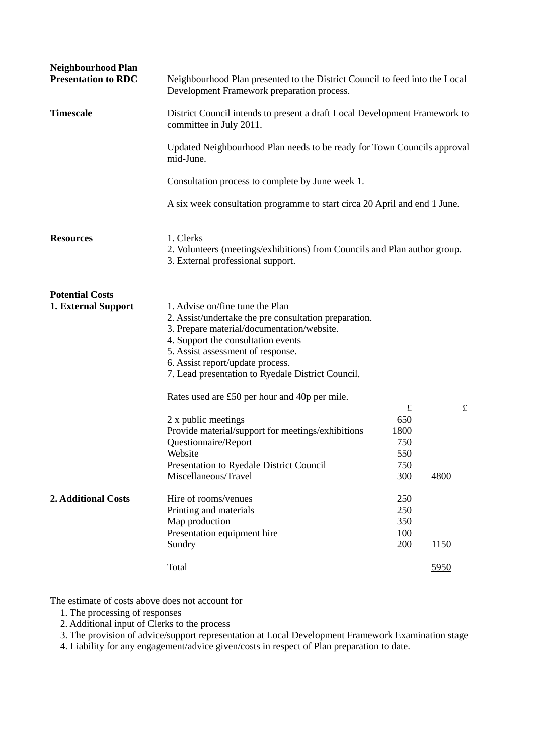**Neighbourhood Plan Presentation to RDC**

Neighbourhood Plan presented to the District Council to feed into the Local Development Framework preparation process.

**Timescale**

District Council intends to present a draft Local Development Framework to committee in July 2011.

Updated Neighbourhood Plan needs to be ready for Town Councils approval mid-June.

Consultation process to complete by June week 1.

A six week consultation programme to start circa 20 April and end 1 June.

**Resources**

1. Clerks
2. Volunteers (meetings/exhibitions) from Councils and Plan author group.
3. External professional support.

**Potential Costs**

**1. External Support**

1. Advise on/fine tune the Plan
2. Assist/undertake the pre consultation preparation.
3. Prepare material/documentation/website.
4. Support the consultation events
5. Assist assessment of response.
6. Assist report/update process.
7. Lead presentation to Ryedale District Council.

Rates used are £50 per hour and 40p per mile.

| | | £ | £ |
|---|---|---|---|
| **1. External Support** | 2 x public meetings | 650 | |
| | Provide material/support for meetings/exhibitions | 1800 | |
| | Questionnaire/Report | 750 | |
| | Website | 550 | |
| | Presentation to Ryedale District Council | 750 | |
| | Miscellaneous/Travel | 300 | 4800 |
| **2. Additional Costs** | Hire of rooms/venues | 250 | |
| | Printing and materials | 250 | |
| | Map production | 350 | |
| | Presentation equipment hire | 100 | |
| | Sundry | 200 | 1150 |
| | Total | | 5950 |

The estimate of costs above does not account for

1. The processing of responses
2. Additional input of Clerks to the process
3. The provision of advice/support representation at Local Development Framework Examination stage
4. Liability for any engagement/advice given/costs in respect of Plan preparation to date.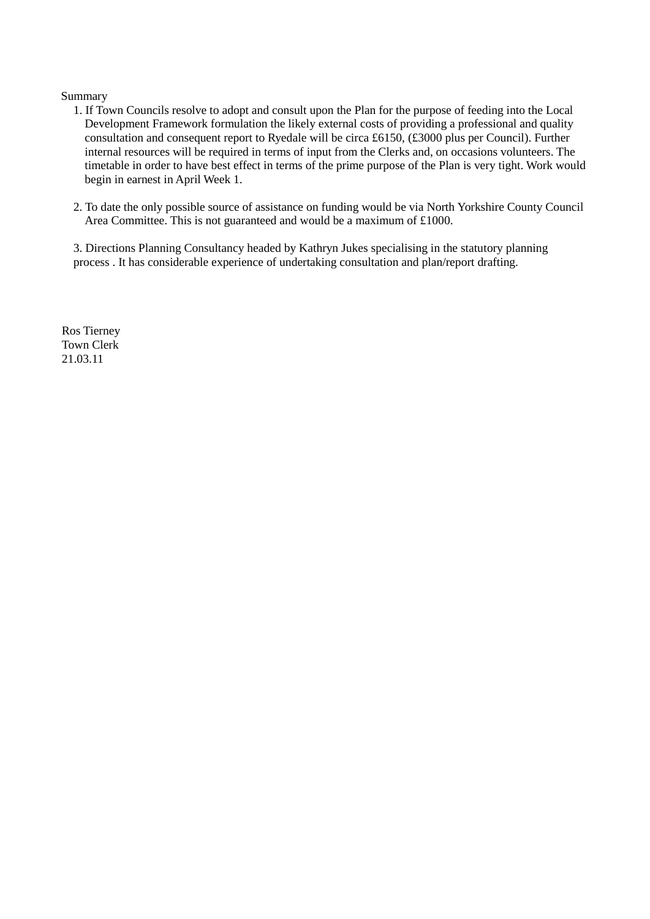Summary

1. If Town Councils resolve to adopt and consult upon the Plan for the purpose of feeding into the Local Development Framework formulation the likely external costs of providing a professional and quality consultation and consequent report to Ryedale will be circa £6150, (£3000 plus per Council). Further internal resources will be required in terms of input from the Clerks and, on occasions volunteers. The timetable in order to have best effect in terms of the prime purpose of the Plan is very tight. Work would begin in earnest in April Week 1.

2. To date the only possible source of assistance on funding would be via North Yorkshire County Council Area Committee. This is not guaranteed and would be a maximum of £1000.

3. Directions Planning Consultancy headed by Kathryn Jukes specialising in the statutory planning process . It has considerable experience of undertaking consultation and plan/report drafting.

Ros Tierney
Town Clerk
21.03.11